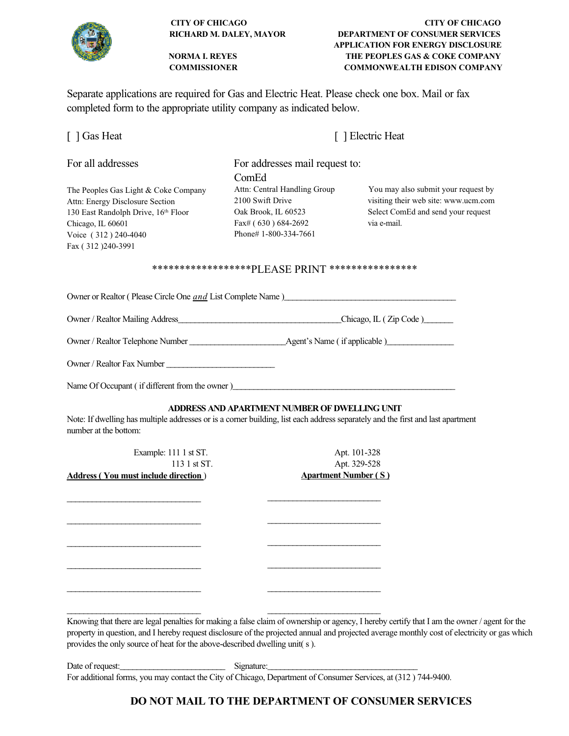**CITY OF CHICAGO**
**RICHARD M. DALEY, MAYOR**

**NORMA I. REYES**
**COMMISSIONER**

**CITY OF CHICAGO**
**DEPARTMENT OF CONSUMER SERVICES**
**APPLICATION FOR ENERGY DISCLOSURE**
**THE PEOPLES GAS & COKE COMPANY**
**COMMONWEALTH EDISON COMPANY**

Separate applications are required for Gas and Electric Heat. Please check one box. Mail or fax completed form to the appropriate utility company as indicated below.

[ ] Gas Heat

[ ] Electric Heat

For all addresses

The Peoples Gas Light & Coke Company
Attn: Energy Disclosure Section
130 East Randolph Drive, 16th Floor
Chicago, IL 60601
Voice ( 312 ) 240-4040
Fax ( 312 )240-3991

For addresses mail request to:
ComEd
Attn: Central Handling Group
2100 Swift Drive
Oak Brook, IL 60523
Fax# ( 630 ) 684-2692
Phone# 1-800-334-7661

You may also submit your request by visiting their web site: www.ucm.com Select ComEd and send your request via e-mail.

******************PLEASE PRINT ****************

Owner or Realtor ( Please Circle One *and* List Complete Name )________________________________________

Owner / Realtor Mailing Address______________________________________Chicago, IL ( Zip Code )_______

Owner / Realtor Telephone Number ______________________Agent's Name ( if applicable )________________

Owner / Realtor Fax Number __________________________

Name Of Occupant ( if different from the owner )____________________________________________________

**ADDRESS AND APARTMENT NUMBER OF DWELLING UNIT**

Note: If dwelling has multiple addresses or is a corner building, list each address separately and the first and last apartment number at the bottom:

| Address ( You must include direction ) | Apartment Number ( S ) |
|---|---|
| Example: 111 1 st ST. | Apt. 101-328 |
| 113 1 st ST. | Apt. 329-528 |
| ________________________________ | ___________________________ |
| ________________________________ | ___________________________ |
| ________________________________ | ___________________________ |
| ________________________________ | ___________________________ |
| ________________________________ | ___________________________ |
| ________________________________ | ___________________________ |

Knowing that there are legal penalties for making a false claim of ownership or agency, I hereby certify that I am the owner / agent for the property in question, and I hereby request disclosure of the projected annual and projected average monthly cost of electricity or gas which provides the only source of heat for the above-described dwelling unit( s ).

Date of request:_________________________ Signature:____________________________________

For additional forms, you may contact the City of Chicago, Department of Consumer Services, at (312 ) 744-9400.

**DO NOT MAIL TO THE DEPARTMENT OF CONSUMER SERVICES**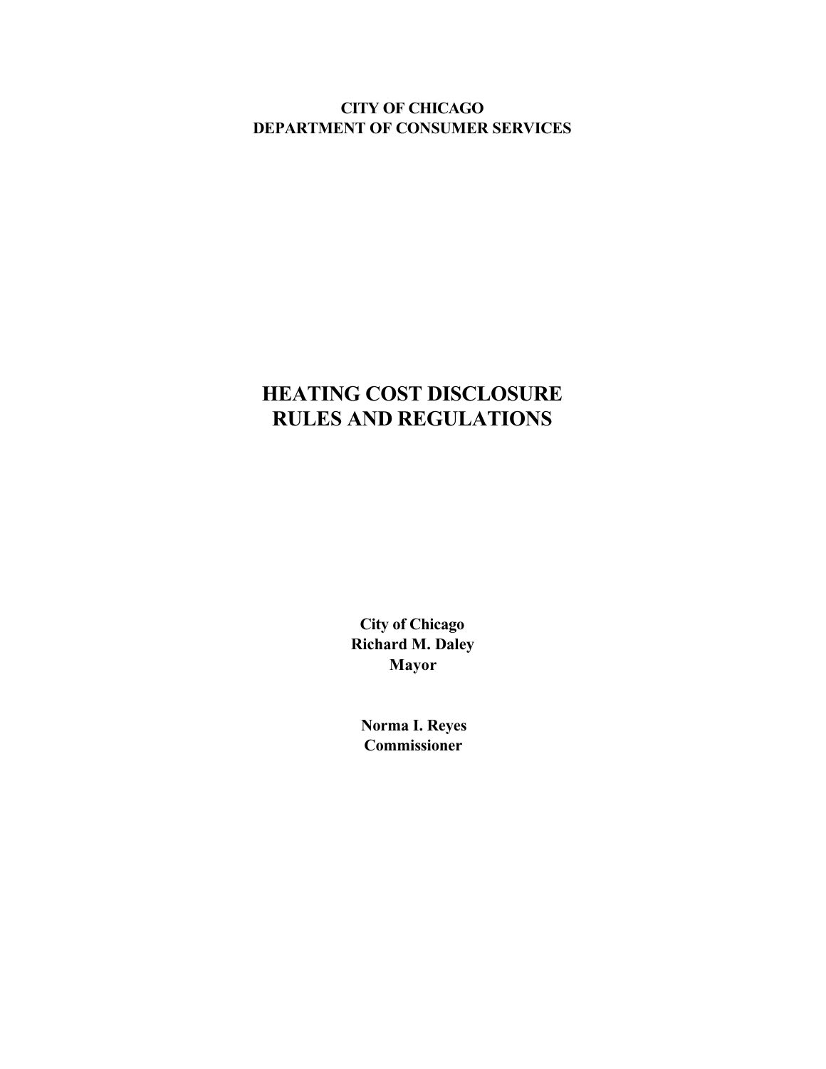**CITY OF CHICAGO**
**DEPARTMENT OF CONSUMER SERVICES**

# HEATING COST DISCLOSURE RULES AND REGULATIONS

**City of Chicago**
**Richard M. Daley**
**Mayor**

**Norma I. Reyes**
**Commissioner**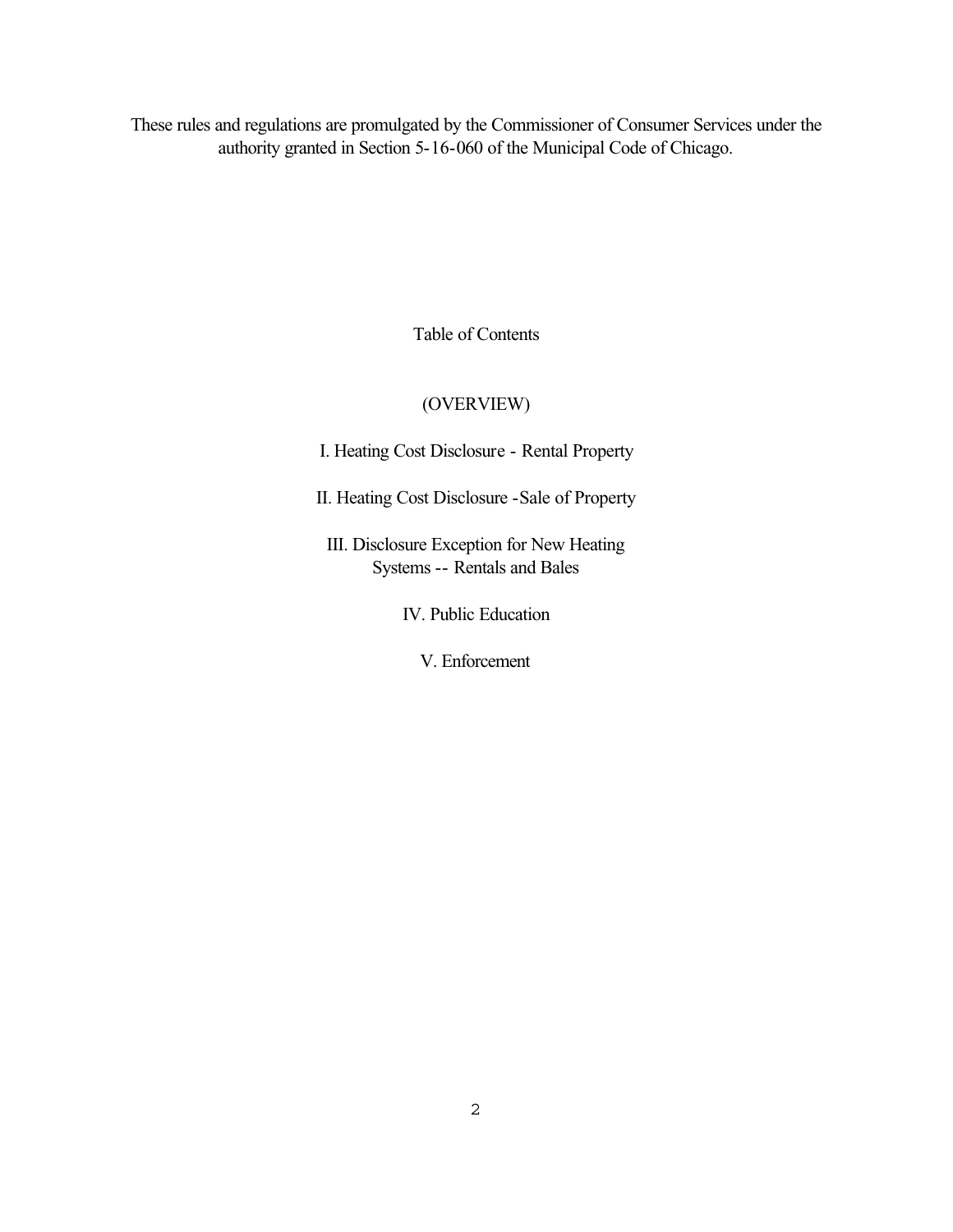These rules and regulations are promulgated by the Commissioner of Consumer Services under the authority granted in Section 5-16-060 of the Municipal Code of Chicago.

## Table of Contents

(OVERVIEW)

I. Heating Cost Disclosure - Rental Property

II. Heating Cost Disclosure -Sale of Property

III. Disclosure Exception for New Heating Systems -- Rentals and Bales

IV. Public Education

V. Enforcement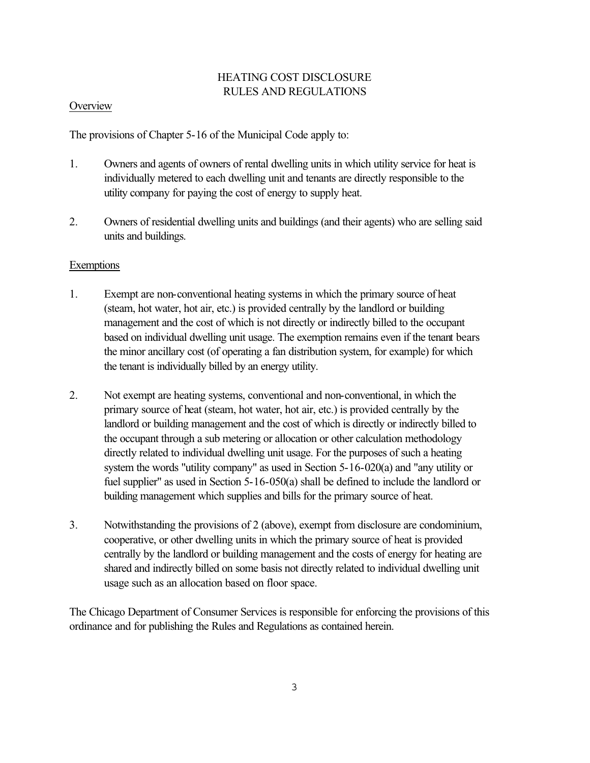# HEATING COST DISCLOSURE RULES AND REGULATIONS

## Overview

The provisions of Chapter 5-16 of the Municipal Code apply to:

1. Owners and agents of owners of rental dwelling units in which utility service for heat is individually metered to each dwelling unit and tenants are directly responsible to the utility company for paying the cost of energy to supply heat.

2. Owners of residential dwelling units and buildings (and their agents) who are selling said units and buildings.

## Exemptions

1. Exempt are non-conventional heating systems in which the primary source of heat (steam, hot water, hot air, etc.) is provided centrally by the landlord or building management and the cost of which is not directly or indirectly billed to the occupant based on individual dwelling unit usage. The exemption remains even if the tenant bears the minor ancillary cost (of operating a fan distribution system, for example) for which the tenant is individually billed by an energy utility.

2. Not exempt are heating systems, conventional and non-conventional, in which the primary source of heat (steam, hot water, hot air, etc.) is provided centrally by the landlord or building management and the cost of which is directly or indirectly billed to the occupant through a sub metering or allocation or other calculation methodology directly related to individual dwelling unit usage. For the purposes of such a heating system the words "utility company" as used in Section 5-16-020(a) and "any utility or fuel supplier" as used in Section 5-16-050(a) shall be defined to include the landlord or building management which supplies and bills for the primary source of heat.

3. Notwithstanding the provisions of 2 (above), exempt from disclosure are condominium, cooperative, or other dwelling units in which the primary source of heat is provided centrally by the landlord or building management and the costs of energy for heating are shared and indirectly billed on some basis not directly related to individual dwelling unit usage such as an allocation based on floor space.

The Chicago Department of Consumer Services is responsible for enforcing the provisions of this ordinance and for publishing the Rules and Regulations as contained herein.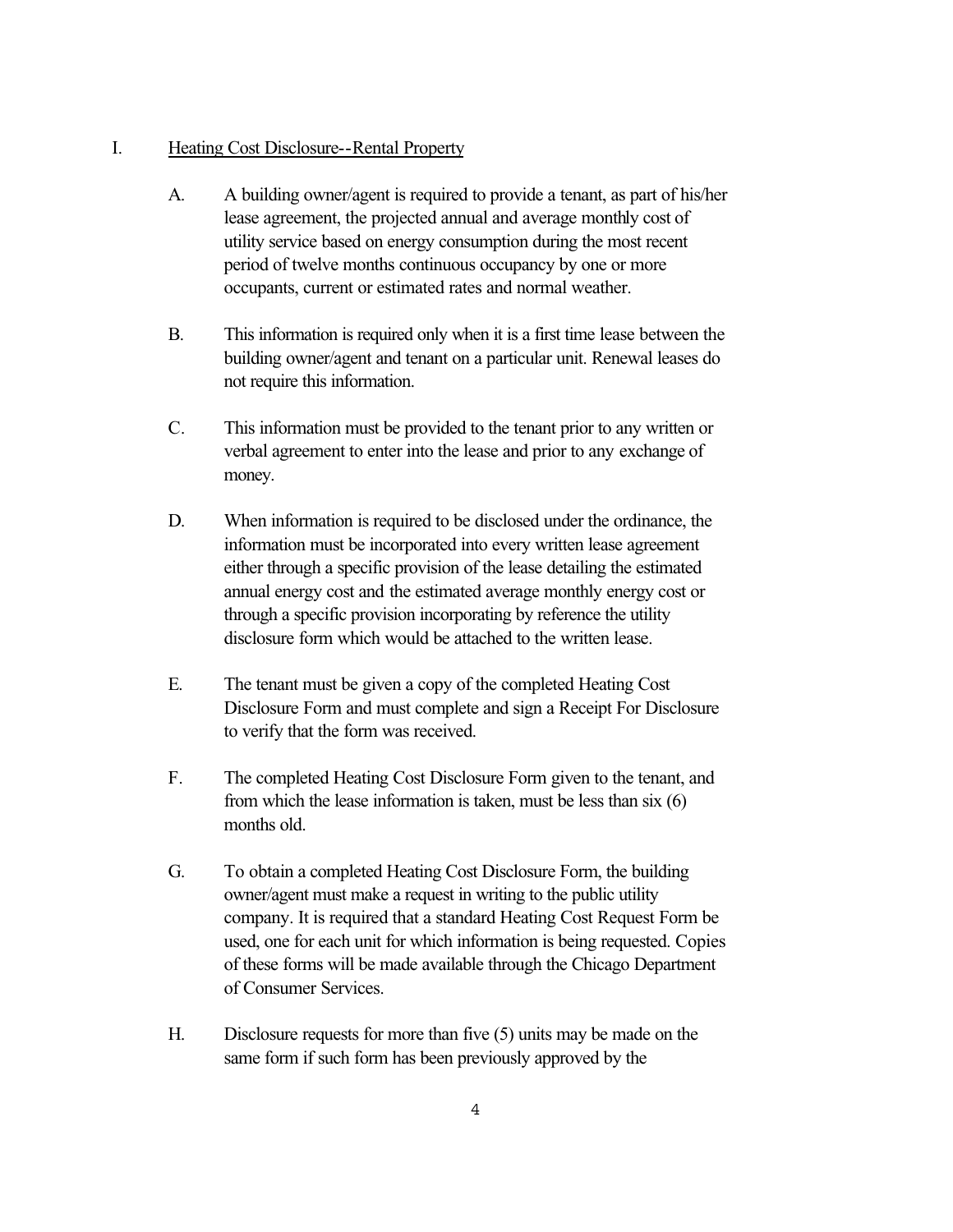## I. Heating Cost Disclosure--Rental Property

A. A building owner/agent is required to provide a tenant, as part of his/her lease agreement, the projected annual and average monthly cost of utility service based on energy consumption during the most recent period of twelve months continuous occupancy by one or more occupants, current or estimated rates and normal weather.

B. This information is required only when it is a first time lease between the building owner/agent and tenant on a particular unit. Renewal leases do not require this information.

C. This information must be provided to the tenant prior to any written or verbal agreement to enter into the lease and prior to any exchange of money.

D. When information is required to be disclosed under the ordinance, the information must be incorporated into every written lease agreement either through a specific provision of the lease detailing the estimated annual energy cost and the estimated average monthly energy cost or through a specific provision incorporating by reference the utility disclosure form which would be attached to the written lease.

E. The tenant must be given a copy of the completed Heating Cost Disclosure Form and must complete and sign a Receipt For Disclosure to verify that the form was received.

F. The completed Heating Cost Disclosure Form given to the tenant, and from which the lease information is taken, must be less than six (6) months old.

G. To obtain a completed Heating Cost Disclosure Form, the building owner/agent must make a request in writing to the public utility company. It is required that a standard Heating Cost Request Form be used, one for each unit for which information is being requested. Copies of these forms will be made available through the Chicago Department of Consumer Services.

H. Disclosure requests for more than five (5) units may be made on the same form if such form has been previously approved by the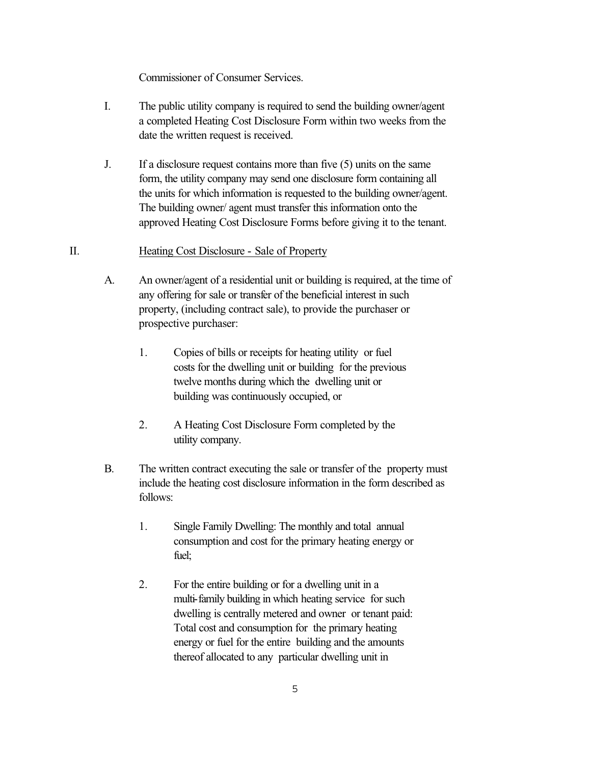Commissioner of Consumer Services.

I. The public utility company is required to send the building owner/agent a completed Heating Cost Disclosure Form within two weeks from the date the written request is received.

J. If a disclosure request contains more than five (5) units on the same form, the utility company may send one disclosure form containing all the units for which information is requested to the building owner/agent. The building owner/ agent must transfer this information onto the approved Heating Cost Disclosure Forms before giving it to the tenant.

II. <u>Heating Cost Disclosure - Sale of Property</u>

A. An owner/agent of a residential unit or building is required, at the time of any offering for sale or transfer of the beneficial interest in such property, (including contract sale), to provide the purchaser or prospective purchaser:

1. Copies of bills or receipts for heating utility or fuel costs for the dwelling unit or building for the previous twelve months during which the dwelling unit or building was continuously occupied, or

2. A Heating Cost Disclosure Form completed by the utility company.

B. The written contract executing the sale or transfer of the property must include the heating cost disclosure information in the form described as follows:

1. Single Family Dwelling: The monthly and total annual consumption and cost for the primary heating energy or fuel;

2. For the entire building or for a dwelling unit in a multi-family building in which heating service for such dwelling is centrally metered and owner or tenant paid: Total cost and consumption for the primary heating energy or fuel for the entire building and the amounts thereof allocated to any particular dwelling unit in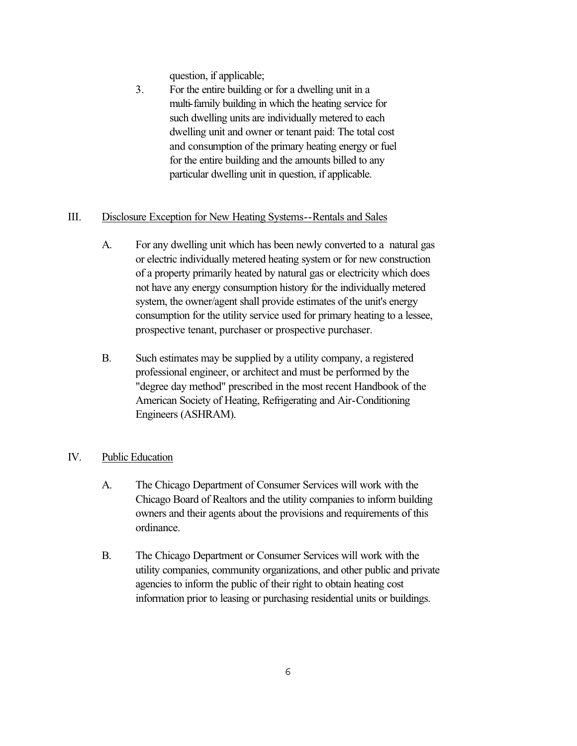question, if applicable;

3. For the entire building or for a dwelling unit in a multi-family building in which the heating service for such dwelling units are individually metered to each dwelling unit and owner or tenant paid: The total cost and consumption of the primary heating energy or fuel for the entire building and the amounts billed to any particular dwelling unit in question, if applicable.

III. <u>Disclosure Exception for New Heating Systems--Rentals and Sales</u>

A. For any dwelling unit which has been newly converted to a natural gas or electric individually metered heating system or for new construction of a property primarily heated by natural gas or electricity which does not have any energy consumption history for the individually metered system, the owner/agent shall provide estimates of the unit's energy consumption for the utility service used for primary heating to a lessee, prospective tenant, purchaser or prospective purchaser.

B. Such estimates may be supplied by a utility company, a registered professional engineer, or architect and must be performed by the "degree day method" prescribed in the most recent Handbook of the American Society of Heating, Refrigerating and Air-Conditioning Engineers (ASHRAM).

IV. <u>Public Education</u>

A. The Chicago Department of Consumer Services will work with the Chicago Board of Realtors and the utility companies to inform building owners and their agents about the provisions and requirements of this ordinance.

B. The Chicago Department or Consumer Services will work with the utility companies, community organizations, and other public and private agencies to inform the public of their right to obtain heating cost information prior to leasing or purchasing residential units or buildings.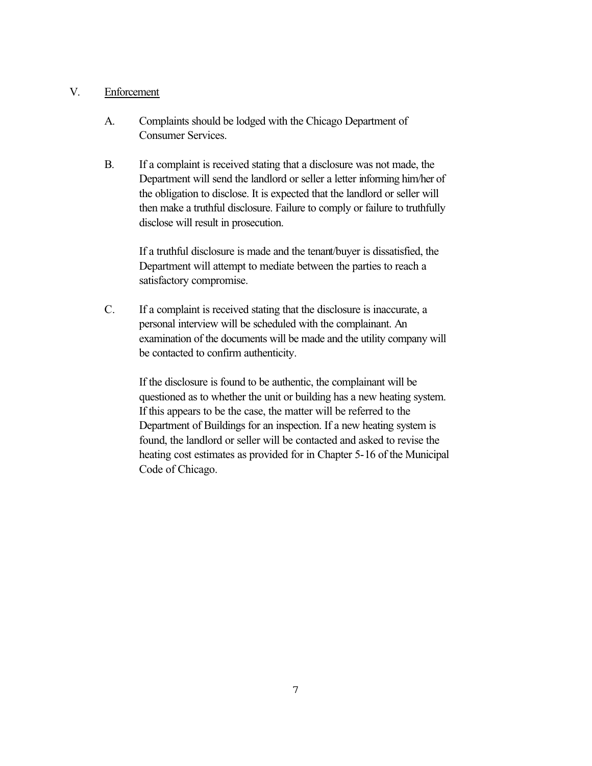## V. Enforcement

A. Complaints should be lodged with the Chicago Department of Consumer Services.

B. If a complaint is received stating that a disclosure was not made, the Department will send the landlord or seller a letter informing him/her of the obligation to disclose. It is expected that the landlord or seller will then make a truthful disclosure. Failure to comply or failure to truthfully disclose will result in prosecution.

If a truthful disclosure is made and the tenant/buyer is dissatisfied, the Department will attempt to mediate between the parties to reach a satisfactory compromise.

C. If a complaint is received stating that the disclosure is inaccurate, a personal interview will be scheduled with the complainant. An examination of the documents will be made and the utility company will be contacted to confirm authenticity.

If the disclosure is found to be authentic, the complainant will be questioned as to whether the unit or building has a new heating system. If this appears to be the case, the matter will be referred to the Department of Buildings for an inspection. If a new heating system is found, the landlord or seller will be contacted and asked to revise the heating cost estimates as provided for in Chapter 5-16 of the Municipal Code of Chicago.